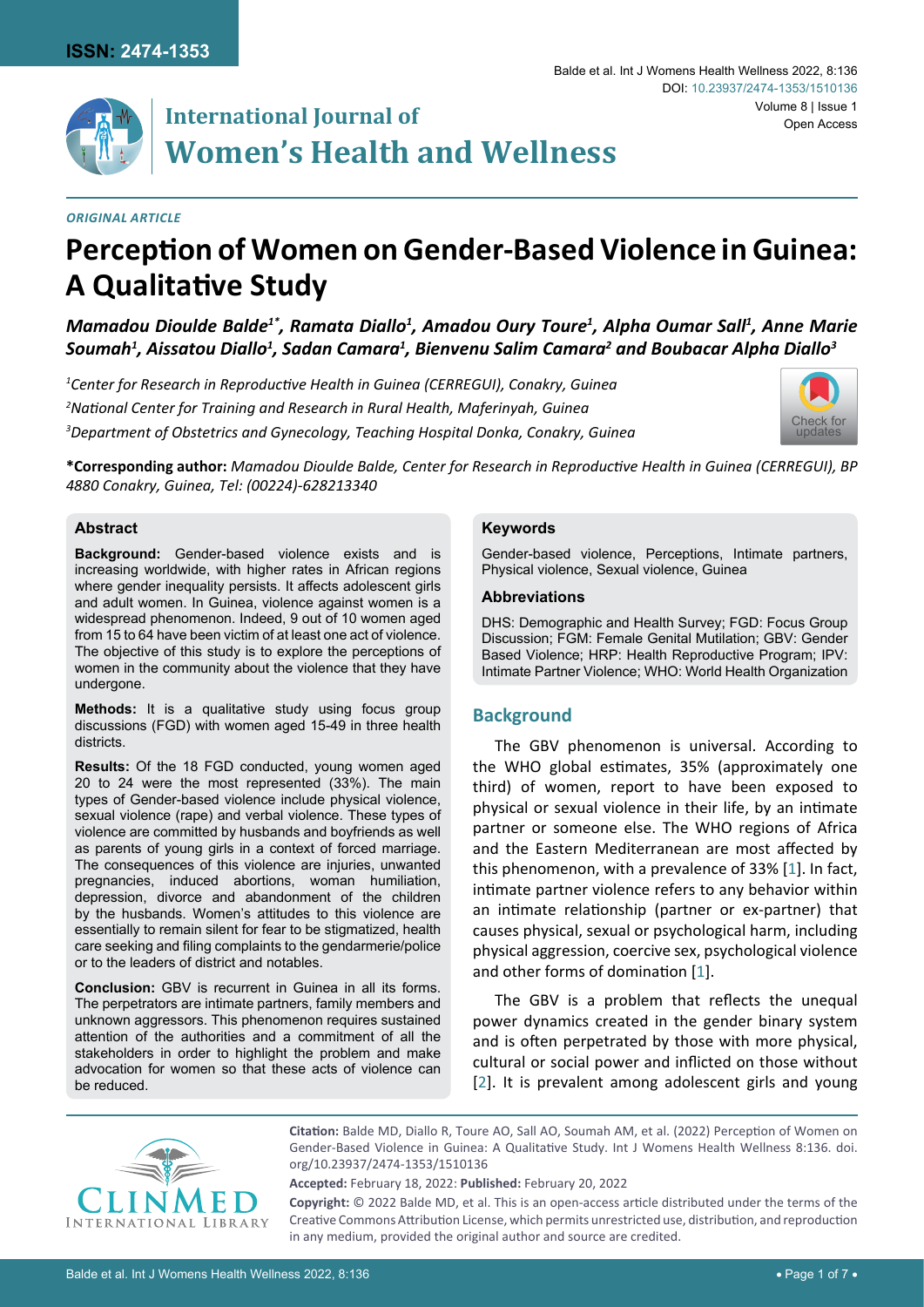ORIGINAL ARTICLE

# Perception of Women on Gender-Based Violence in Guinea: A Qualitative Study

***Mamadou Dioulde Balde[1*], Ramata Diallo[1], Amadou Oury Toure[1], Alpha Oumar Sall[1], Anne Marie Soumah[1], Aissatou Diallo[1], Sadan Camara[1], Bienvenu Salim Camara[2] and Boubacar Alpha Diallo[3]***

[1]*Center for Research in Reproductive Health in Guinea (CERREGUI), Conakry, Guinea*

[2]*National Center for Training and Research in Rural Health, Maferinyah, Guinea*

[3]*Department of Obstetrics and Gynecology, Teaching Hospital Donka, Conakry, Guinea*

**\*Corresponding author:** *Mamadou Dioulde Balde, Center for Research in Reproductive Health in Guinea (CERREGUI), BP 4880 Conakry, Guinea, Tel: (00224)-628213340*

## Abstract

**Background:** Gender-based violence exists and is increasing worldwide, with higher rates in African regions where gender inequality persists. It affects adolescent girls and adult women. In Guinea, violence against women is a widespread phenomenon. Indeed, 9 out of 10 women aged from 15 to 64 have been victim of at least one act of violence. The objective of this study is to explore the perceptions of women in the community about the violence that they have undergone.

**Methods:** It is a qualitative study using focus group discussions (FGD) with women aged 15-49 in three health districts.

**Results:** Of the 18 FGD conducted, young women aged 20 to 24 were the most represented (33%). The main types of Gender-based violence include physical violence, sexual violence (rape) and verbal violence. These types of violence are committed by husbands and boyfriends as well as parents of young girls in a context of forced marriage. The consequences of this violence are injuries, unwanted pregnancies, induced abortions, woman humiliation, depression, divorce and abandonment of the children by the husbands. Women's attitudes to this violence are essentially to remain silent for fear to be stigmatized, health care seeking and filing complaints to the gendarmerie/police or to the leaders of district and notables.

**Conclusion:** GBV is recurrent in Guinea in all its forms. The perpetrators are intimate partners, family members and unknown aggressors. This phenomenon requires sustained attention of the authorities and a commitment of all the stakeholders in order to highlight the problem and make advocation for women so that these acts of violence can be reduced.

## Keywords

Gender-based violence, Perceptions, Intimate partners, Physical violence, Sexual violence, Guinea

## Abbreviations

DHS: Demographic and Health Survey; FGD: Focus Group Discussion; FGM: Female Genital Mutilation; GBV: Gender Based Violence; HRP: Health Reproductive Program; IPV: Intimate Partner Violence; WHO: World Health Organization

## Background

The GBV phenomenon is universal. According to the WHO global estimates, 35% (approximately one third) of women, report to have been exposed to physical or sexual violence in their life, by an intimate partner or someone else. The WHO regions of Africa and the Eastern Mediterranean are most affected by this phenomenon, with a prevalence of 33% [1]. In fact, intimate partner violence refers to any behavior within an intimate relationship (partner or ex-partner) that causes physical, sexual or psychological harm, including physical aggression, coercive sex, psychological violence and other forms of domination [1].

The GBV is a problem that reflects the unequal power dynamics created in the gender binary system and is often perpetrated by those with more physical, cultural or social power and inflicted on those without [2]. It is prevalent among adolescent girls and young

**Citation:** Balde MD, Diallo R, Toure AO, Sall AO, Soumah AM, et al. (2022) Perception of Women on Gender-Based Violence in Guinea: A Qualitative Study. Int J Womens Health Wellness 8:136. doi.org/10.23937/2474-1353/1510136

**Accepted:** February 18, 2022: **Published:** February 20, 2022

**Copyright:** © 2022 Balde MD, et al. This is an open-access article distributed under the terms of the Creative Commons Attribution License, which permits unrestricted use, distribution, and reproduction in any medium, provided the original author and source are credited.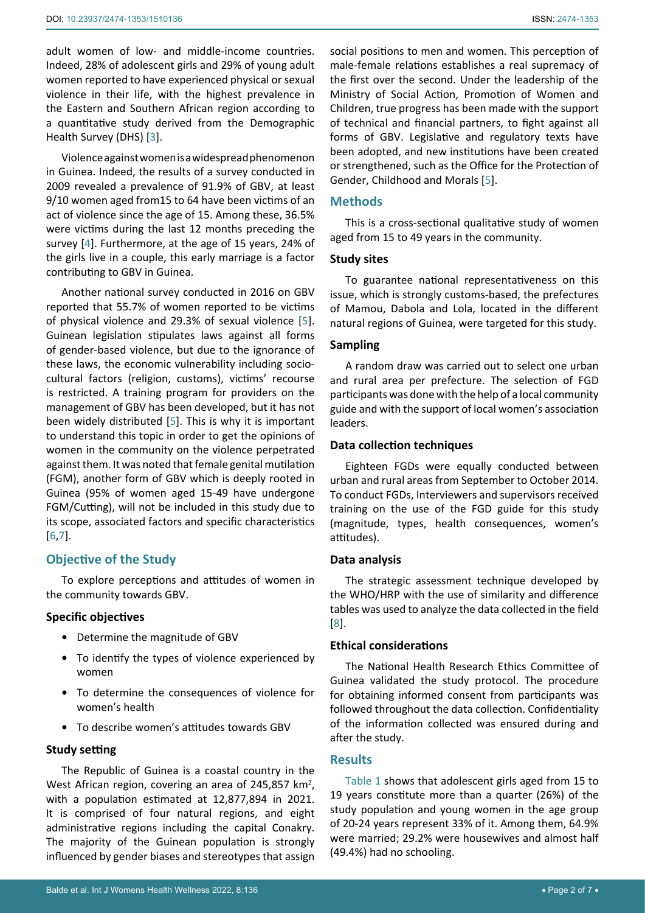adult women of low- and middle-income countries. Indeed, 28% of adolescent girls and 29% of young adult women reported to have experienced physical or sexual violence in their life, with the highest prevalence in the Eastern and Southern African region according to a quantitative study derived from the Demographic Health Survey (DHS) [3].

Violence against women is a widespread phenomenon in Guinea. Indeed, the results of a survey conducted in 2009 revealed a prevalence of 91.9% of GBV, at least 9/10 women aged from15 to 64 have been victims of an act of violence since the age of 15. Among these, 36.5% were victims during the last 12 months preceding the survey [4]. Furthermore, at the age of 15 years, 24% of the girls live in a couple, this early marriage is a factor contributing to GBV in Guinea.

Another national survey conducted in 2016 on GBV reported that 55.7% of women reported to be victims of physical violence and 29.3% of sexual violence [5]. Guinean legislation stipulates laws against all forms of gender-based violence, but due to the ignorance of these laws, the economic vulnerability including socio-cultural factors (religion, customs), victims' recourse is restricted. A training program for providers on the management of GBV has been developed, but it has not been widely distributed [5]. This is why it is important to understand this topic in order to get the opinions of women in the community on the violence perpetrated against them. It was noted that female genital mutilation (FGM), another form of GBV which is deeply rooted in Guinea (95% of women aged 15-49 have undergone FGM/Cutting), will not be included in this study due to its scope, associated factors and specific characteristics [6,7].

## Objective of the Study

To explore perceptions and attitudes of women in the community towards GBV.

### Specific objectives

- Determine the magnitude of GBV
- To identify the types of violence experienced by women
- To determine the consequences of violence for women's health
- To describe women's attitudes towards GBV

### Study setting

The Republic of Guinea is a coastal country in the West African region, covering an area of 245,857 km$^2$, with a population estimated at 12,877,894 in 2021. It is comprised of four natural regions, and eight administrative regions including the capital Conakry. The majority of the Guinean population is strongly influenced by gender biases and stereotypes that assign social positions to men and women. This perception of male-female relations establishes a real supremacy of the first over the second. Under the leadership of the Ministry of Social Action, Promotion of Women and Children, true progress has been made with the support of technical and financial partners, to fight against all forms of GBV. Legislative and regulatory texts have been adopted, and new institutions have been created or strengthened, such as the Office for the Protection of Gender, Childhood and Morals [5].

## Methods

This is a cross-sectional qualitative study of women aged from 15 to 49 years in the community.

### Study sites

To guarantee national representativeness on this issue, which is strongly customs-based, the prefectures of Mamou, Dabola and Lola, located in the different natural regions of Guinea, were targeted for this study.

### Sampling

A random draw was carried out to select one urban and rural area per prefecture. The selection of FGD participants was done with the help of a local community guide and with the support of local women's association leaders.

### Data collection techniques

Eighteen FGDs were equally conducted between urban and rural areas from September to October 2014. To conduct FGDs, Interviewers and supervisors received training on the use of the FGD guide for this study (magnitude, types, health consequences, women's attitudes).

### Data analysis

The strategic assessment technique developed by the WHO/HRP with the use of similarity and difference tables was used to analyze the data collected in the field [8].

### Ethical considerations

The National Health Research Ethics Committee of Guinea validated the study protocol. The procedure for obtaining informed consent from participants was followed throughout the data collection. Confidentiality of the information collected was ensured during and after the study.

## Results

Table 1 shows that adolescent girls aged from 15 to 19 years constitute more than a quarter (26%) of the study population and young women in the age group of 20-24 years represent 33% of it. Among them, 64.9% were married; 29.2% were housewives and almost half (49.4%) had no schooling.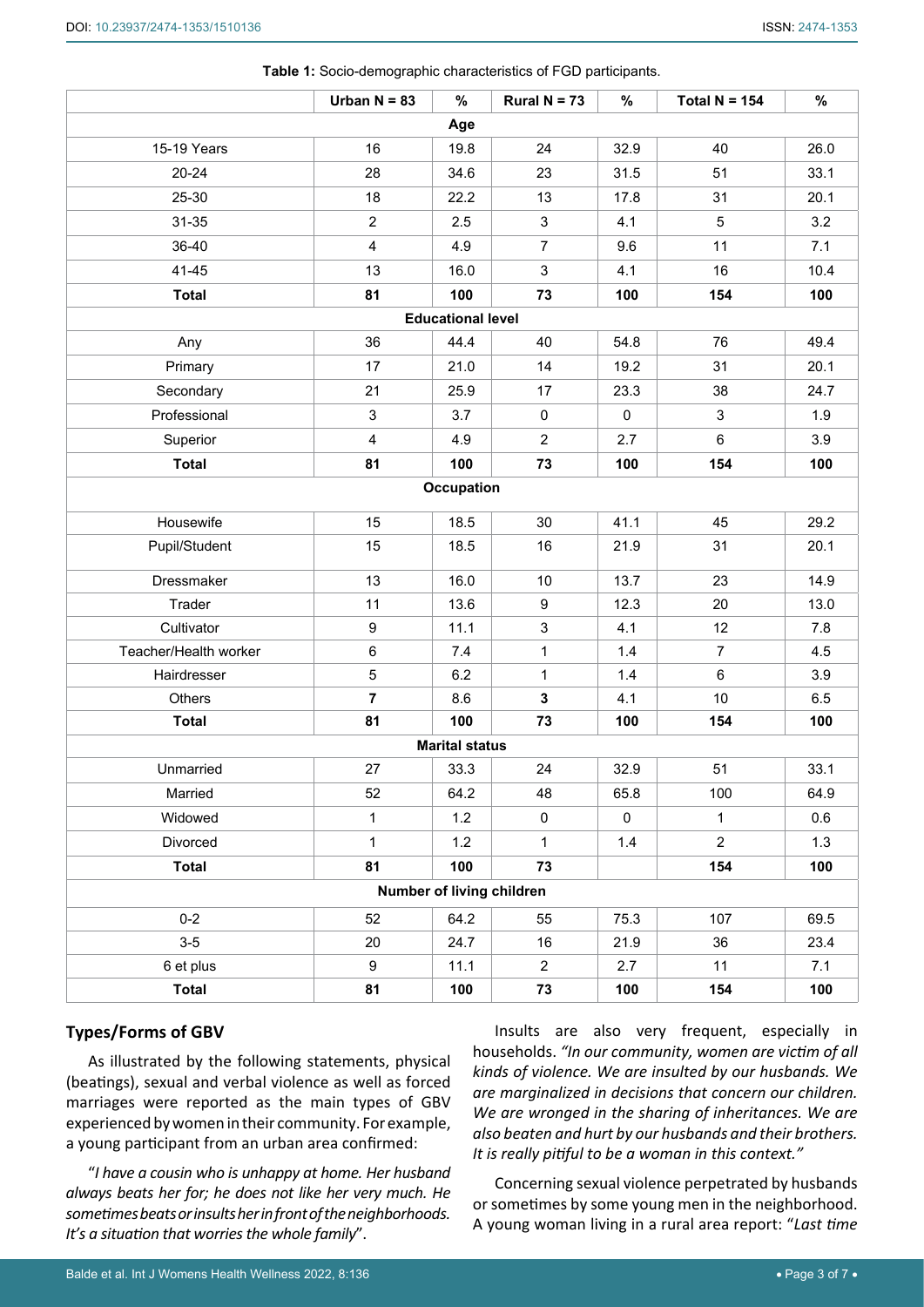**Table 1:** Socio-demographic characteristics of FGD participants.

| | Urban N = 83 | % | Rural N = 73 | % | Total N = 154 | % |
|---|---|---|---|---|---|---|
| **Age** | | | | | | |
| 15-19 Years | 16 | 19.8 | 24 | 32.9 | 40 | 26.0 |
| 20-24 | 28 | 34.6 | 23 | 31.5 | 51 | 33.1 |
| 25-30 | 18 | 22.2 | 13 | 17.8 | 31 | 20.1 |
| 31-35 | 2 | 2.5 | 3 | 4.1 | 5 | 3.2 |
| 36-40 | 4 | 4.9 | 7 | 9.6 | 11 | 7.1 |
| 41-45 | 13 | 16.0 | 3 | 4.1 | 16 | 10.4 |
| **Total** | **81** | **100** | **73** | **100** | **154** | **100** |
| **Educational level** | | | | | | |
| Any | 36 | 44.4 | 40 | 54.8 | 76 | 49.4 |
| Primary | 17 | 21.0 | 14 | 19.2 | 31 | 20.1 |
| Secondary | 21 | 25.9 | 17 | 23.3 | 38 | 24.7 |
| Professional | 3 | 3.7 | 0 | 0 | 3 | 1.9 |
| Superior | 4 | 4.9 | 2 | 2.7 | 6 | 3.9 |
| **Total** | **81** | **100** | **73** | **100** | **154** | **100** |
| **Occupation** | | | | | | |
| Housewife | 15 | 18.5 | 30 | 41.1 | 45 | 29.2 |
| Pupil/Student | 15 | 18.5 | 16 | 21.9 | 31 | 20.1 |
| Dressmaker | 13 | 16.0 | 10 | 13.7 | 23 | 14.9 |
| Trader | 11 | 13.6 | 9 | 12.3 | 20 | 13.0 |
| Cultivator | 9 | 11.1 | 3 | 4.1 | 12 | 7.8 |
| Teacher/Health worker | 6 | 7.4 | 1 | 1.4 | 7 | 4.5 |
| Hairdresser | 5 | 6.2 | 1 | 1.4 | 6 | 3.9 |
| Others | **7** | 8.6 | **3** | 4.1 | 10 | 6.5 |
| **Total** | **81** | **100** | **73** | **100** | **154** | **100** |
| **Marital status** | | | | | | |
| Unmarried | 27 | 33.3 | 24 | 32.9 | 51 | 33.1 |
| Married | 52 | 64.2 | 48 | 65.8 | 100 | 64.9 |
| Widowed | 1 | 1.2 | 0 | 0 | 1 | 0.6 |
| Divorced | 1 | 1.2 | 1 | 1.4 | 2 | 1.3 |
| **Total** | **81** | **100** | **73** | | **154** | **100** |
| **Number of living children** | | | | | | |
| 0-2 | 52 | 64.2 | 55 | 75.3 | 107 | 69.5 |
| 3-5 | 20 | 24.7 | 16 | 21.9 | 36 | 23.4 |
| 6 et plus | 9 | 11.1 | 2 | 2.7 | 11 | 7.1 |
| **Total** | **81** | **100** | **73** | **100** | **154** | **100** |

## Types/Forms of GBV

As illustrated by the following statements, physical (beatings), sexual and verbal violence as well as forced marriages were reported as the main types of GBV experienced by women in their community. For example, a young participant from an urban area confirmed:

"*I have a cousin who is unhappy at home. Her husband always beats her for; he does not like her very much. He sometimes beats or insults her in front of the neighborhoods. It's a situation that worries the whole family*".

Insults are also very frequent, especially in households. *"In our community, women are victim of all kinds of violence. We are insulted by our husbands. We are marginalized in decisions that concern our children. We are wronged in the sharing of inheritances. We are also beaten and hurt by our husbands and their brothers. It is really pitiful to be a woman in this context."*

Concerning sexual violence perpetrated by husbands or sometimes by some young men in the neighborhood. A young woman living in a rural area report: "*Last time*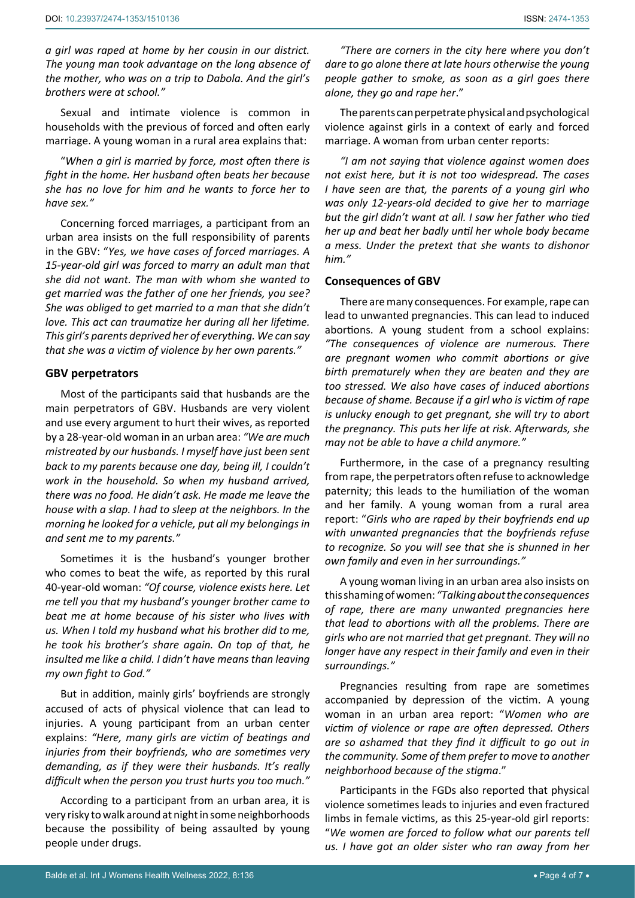*a girl was raped at home by her cousin in our district. The young man took advantage on the long absence of the mother, who was on a trip to Dabola. And the girl's brothers were at school."*

Sexual and intimate violence is common in households with the previous of forced and often early marriage. A young woman in a rural area explains that:

"*When a girl is married by force, most often there is fight in the home. Her husband often beats her because she has no love for him and he wants to force her to have sex."*

Concerning forced marriages, a participant from an urban area insists on the full responsibility of parents in the GBV: "*Yes, we have cases of forced marriages. A 15-year-old girl was forced to marry an adult man that she did not want. The man with whom she wanted to get married was the father of one her friends, you see? She was obliged to get married to a man that she didn't love. This act can traumatize her during all her lifetime. This girl's parents deprived her of everything. We can say that she was a victim of violence by her own parents."*

### GBV perpetrators

Most of the participants said that husbands are the main perpetrators of GBV. Husbands are very violent and use every argument to hurt their wives, as reported by a 28-year-old woman in an urban area: *"We are much mistreated by our husbands. I myself have just been sent back to my parents because one day, being ill, I couldn't work in the household. So when my husband arrived, there was no food. He didn't ask. He made me leave the house with a slap. I had to sleep at the neighbors. In the morning he looked for a vehicle, put all my belongings in and sent me to my parents."*

Sometimes it is the husband's younger brother who comes to beat the wife, as reported by this rural 40-year-old woman: *"Of course, violence exists here. Let me tell you that my husband's younger brother came to beat me at home because of his sister who lives with us. When I told my husband what his brother did to me, he took his brother's share again. On top of that, he insulted me like a child. I didn't have means than leaving my own fight to God."*

But in addition, mainly girls' boyfriends are strongly accused of acts of physical violence that can lead to injuries. A young participant from an urban center explains: *"Here, many girls are victim of beatings and injuries from their boyfriends, who are sometimes very demanding, as if they were their husbands. It's really difficult when the person you trust hurts you too much."*

According to a participant from an urban area, it is very risky to walk around at night in some neighborhoods because the possibility of being assaulted by young people under drugs.

*"There are corners in the city here where you don't dare to go alone there at late hours otherwise the young people gather to smoke, as soon as a girl goes there alone, they go and rape her*."

The parents can perpetrate physical and psychological violence against girls in a context of early and forced marriage. A woman from urban center reports:

*"I am not saying that violence against women does not exist here, but it is not too widespread. The cases I have seen are that, the parents of a young girl who was only 12-years-old decided to give her to marriage but the girl didn't want at all. I saw her father who tied her up and beat her badly until her whole body became a mess. Under the pretext that she wants to dishonor him."*

### Consequences of GBV

There are many consequences. For example, rape can lead to unwanted pregnancies. This can lead to induced abortions. A young student from a school explains: *"The consequences of violence are numerous. There are pregnant women who commit abortions or give birth prematurely when they are beaten and they are too stressed. We also have cases of induced abortions because of shame. Because if a girl who is victim of rape is unlucky enough to get pregnant, she will try to abort the pregnancy. This puts her life at risk. Afterwards, she may not be able to have a child anymore."*

Furthermore, in the case of a pregnancy resulting from rape, the perpetrators often refuse to acknowledge paternity; this leads to the humiliation of the woman and her family. A young woman from a rural area report: "*Girls who are raped by their boyfriends end up with unwanted pregnancies that the boyfriends refuse to recognize. So you will see that she is shunned in her own family and even in her surroundings."*

A young woman living in an urban area also insists on this shaming of women: *"Talking about the consequences of rape, there are many unwanted pregnancies here that lead to abortions with all the problems. There are girls who are not married that get pregnant. They will no longer have any respect in their family and even in their surroundings."*

Pregnancies resulting from rape are sometimes accompanied by depression of the victim. A young woman in an urban area report: "*Women who are victim of violence or rape are often depressed. Others are so ashamed that they find it difficult to go out in the community. Some of them prefer to move to another neighborhood because of the stigma*."

Participants in the FGDs also reported that physical violence sometimes leads to injuries and even fractured limbs in female victims, as this 25-year-old girl reports: "*We women are forced to follow what our parents tell us. I have got an older sister who ran away from her*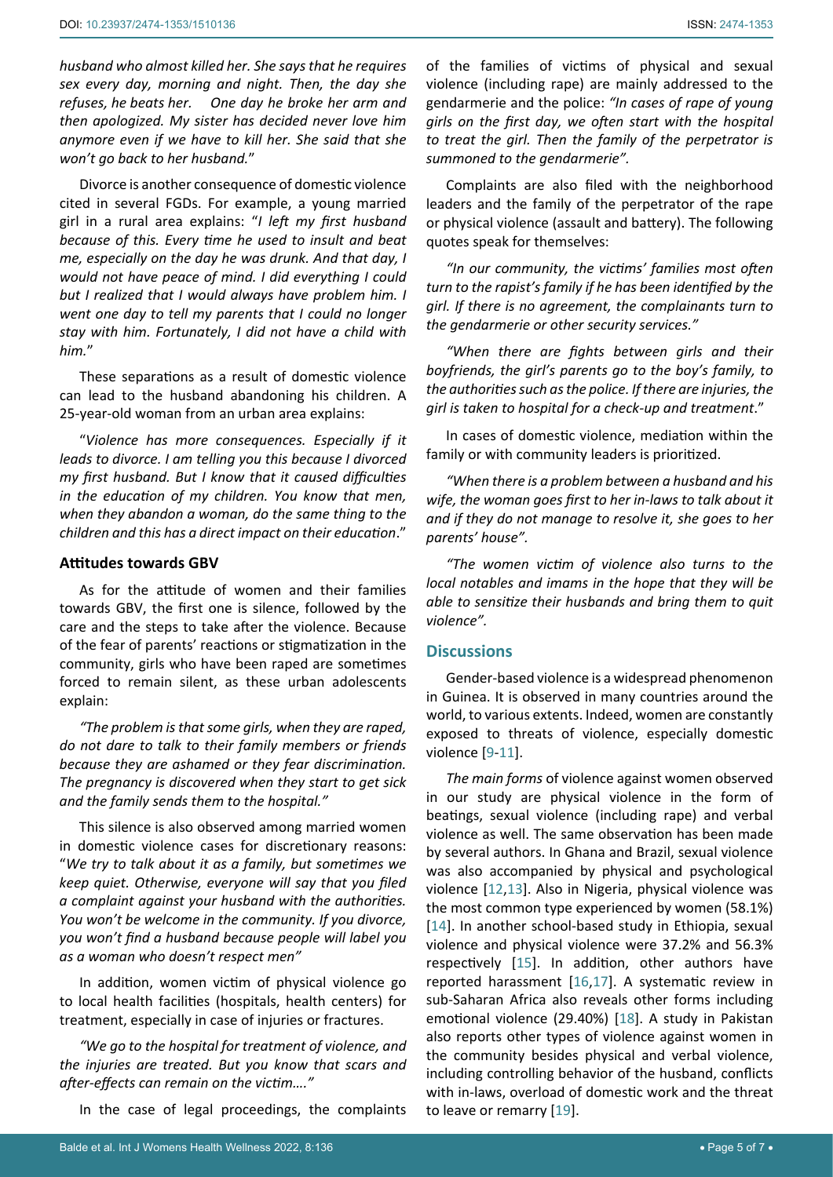*husband who almost killed her. She says that he requires sex every day, morning and night. Then, the day she refuses, he beats her. One day he broke her arm and then apologized. My sister has decided never love him anymore even if we have to kill her. She said that she won't go back to her husband.*"

Divorce is another consequence of domestic violence cited in several FGDs. For example, a young married girl in a rural area explains: "*I left my first husband because of this. Every time he used to insult and beat me, especially on the day he was drunk. And that day, I would not have peace of mind. I did everything I could but I realized that I would always have problem him. I went one day to tell my parents that I could no longer stay with him. Fortunately, I did not have a child with him.*"

These separations as a result of domestic violence can lead to the husband abandoning his children. A 25-year-old woman from an urban area explains:

"*Violence has more consequences. Especially if it leads to divorce. I am telling you this because I divorced my first husband. But I know that it caused difficulties in the education of my children. You know that men, when they abandon a woman, do the same thing to the children and this has a direct impact on their education*."

### Attitudes towards GBV

As for the attitude of women and their families towards GBV, the first one is silence, followed by the care and the steps to take after the violence. Because of the fear of parents' reactions or stigmatization in the community, girls who have been raped are sometimes forced to remain silent, as these urban adolescents explain:

*"The problem is that some girls, when they are raped, do not dare to talk to their family members or friends because they are ashamed or they fear discrimination. The pregnancy is discovered when they start to get sick and the family sends them to the hospital."*

This silence is also observed among married women in domestic violence cases for discretionary reasons: "*We try to talk about it as a family, but sometimes we keep quiet. Otherwise, everyone will say that you filed a complaint against your husband with the authorities. You won't be welcome in the community. If you divorce, you won't find a husband because people will label you as a woman who doesn't respect men*"

In addition, women victim of physical violence go to local health facilities (hospitals, health centers) for treatment, especially in case of injuries or fractures.

*"We go to the hospital for treatment of violence, and the injuries are treated. But you know that scars and after-effects can remain on the victim…."*

In the case of legal proceedings, the complaints of the families of victims of physical and sexual violence (including rape) are mainly addressed to the gendarmerie and the police: *"In cases of rape of young girls on the first day, we often start with the hospital to treat the girl. Then the family of the perpetrator is summoned to the gendarmerie".*

Complaints are also filed with the neighborhood leaders and the family of the perpetrator of the rape or physical violence (assault and battery). The following quotes speak for themselves:

*"In our community, the victims' families most often turn to the rapist's family if he has been identified by the girl. If there is no agreement, the complainants turn to the gendarmerie or other security services."*

*"When there are fights between girls and their boyfriends, the girl's parents go to the boy's family, to the authorities such as the police. If there are injuries, the girl is taken to hospital for a check-up and treatment*."

In cases of domestic violence, mediation within the family or with community leaders is prioritized.

*"When there is a problem between a husband and his wife, the woman goes first to her in-laws to talk about it and if they do not manage to resolve it, she goes to her parents' house".*

*"The women victim of violence also turns to the local notables and imams in the hope that they will be able to sensitize their husbands and bring them to quit violence".*

## Discussions

Gender-based violence is a widespread phenomenon in Guinea. It is observed in many countries around the world, to various extents. Indeed, women are constantly exposed to threats of violence, especially domestic violence [9-11].

*The main forms* of violence against women observed in our study are physical violence in the form of beatings, sexual violence (including rape) and verbal violence as well. The same observation has been made by several authors. In Ghana and Brazil, sexual violence was also accompanied by physical and psychological violence [12,13]. Also in Nigeria, physical violence was the most common type experienced by women (58.1%) [14]. In another school-based study in Ethiopia, sexual violence and physical violence were 37.2% and 56.3% respectively [15]. In addition, other authors have reported harassment [16,17]. A systematic review in sub-Saharan Africa also reveals other forms including emotional violence (29.40%) [18]. A study in Pakistan also reports other types of violence against women in the community besides physical and verbal violence, including controlling behavior of the husband, conflicts with in-laws, overload of domestic work and the threat to leave or remarry [19].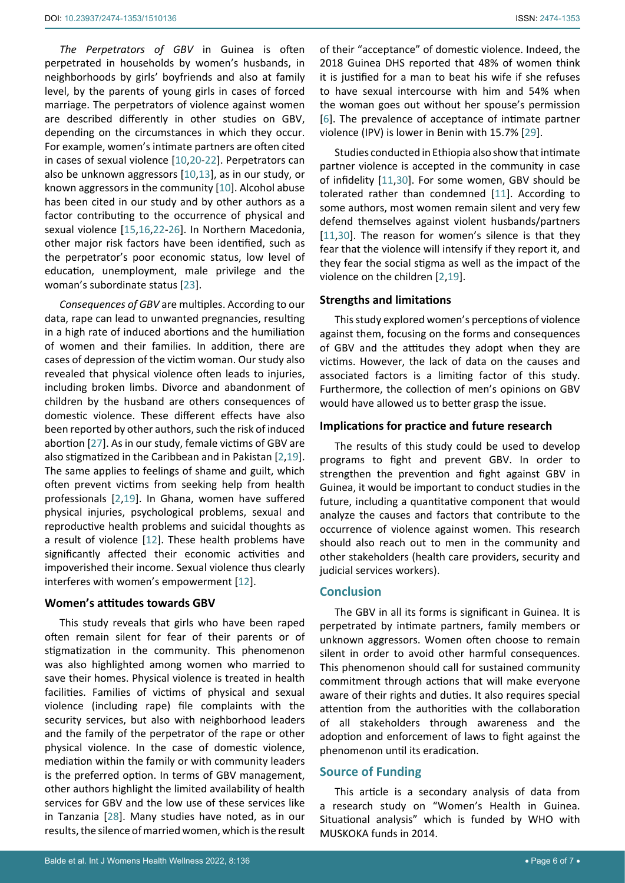*The Perpetrators of GBV* in Guinea is often perpetrated in households by women's husbands, in neighborhoods by girls' boyfriends and also at family level, by the parents of young girls in cases of forced marriage. The perpetrators of violence against women are described differently in other studies on GBV, depending on the circumstances in which they occur. For example, women's intimate partners are often cited in cases of sexual violence [10,20-22]. Perpetrators can also be unknown aggressors [10,13], as in our study, or known aggressors in the community [10]. Alcohol abuse has been cited in our study and by other authors as a factor contributing to the occurrence of physical and sexual violence [15,16,22-26]. In Northern Macedonia, other major risk factors have been identified, such as the perpetrator's poor economic status, low level of education, unemployment, male privilege and the woman's subordinate status [23].

*Consequences of GBV* are multiples. According to our data, rape can lead to unwanted pregnancies, resulting in a high rate of induced abortions and the humiliation of women and their families. In addition, there are cases of depression of the victim woman. Our study also revealed that physical violence often leads to injuries, including broken limbs. Divorce and abandonment of children by the husband are others consequences of domestic violence. These different effects have also been reported by other authors, such the risk of induced abortion [27]. As in our study, female victims of GBV are also stigmatized in the Caribbean and in Pakistan [2,19]. The same applies to feelings of shame and guilt, which often prevent victims from seeking help from health professionals [2,19]. In Ghana, women have suffered physical injuries, psychological problems, sexual and reproductive health problems and suicidal thoughts as a result of violence [12]. These health problems have significantly affected their economic activities and impoverished their income. Sexual violence thus clearly interferes with women's empowerment [12].

### Women's attitudes towards GBV

This study reveals that girls who have been raped often remain silent for fear of their parents or of stigmatization in the community. This phenomenon was also highlighted among women who married to save their homes. Physical violence is treated in health facilities. Families of victims of physical and sexual violence (including rape) file complaints with the security services, but also with neighborhood leaders and the family of the perpetrator of the rape or other physical violence. In the case of domestic violence, mediation within the family or with community leaders is the preferred option. In terms of GBV management, other authors highlight the limited availability of health services for GBV and the low use of these services like in Tanzania [28]. Many studies have noted, as in our results, the silence of married women, which is the result of their "acceptance" of domestic violence. Indeed, the 2018 Guinea DHS reported that 48% of women think it is justified for a man to beat his wife if she refuses to have sexual intercourse with him and 54% when the woman goes out without her spouse's permission [6]. The prevalence of acceptance of intimate partner violence (IPV) is lower in Benin with 15.7% [29].

Studies conducted in Ethiopia also show that intimate partner violence is accepted in the community in case of infidelity [11,30]. For some women, GBV should be tolerated rather than condemned [11]. According to some authors, most women remain silent and very few defend themselves against violent husbands/partners [11,30]. The reason for women's silence is that they fear that the violence will intensify if they report it, and they fear the social stigma as well as the impact of the violence on the children [2,19].

### Strengths and limitations

This study explored women's perceptions of violence against them, focusing on the forms and consequences of GBV and the attitudes they adopt when they are victims. However, the lack of data on the causes and associated factors is a limiting factor of this study. Furthermore, the collection of men's opinions on GBV would have allowed us to better grasp the issue.

### Implications for practice and future research

The results of this study could be used to develop programs to fight and prevent GBV. In order to strengthen the prevention and fight against GBV in Guinea, it would be important to conduct studies in the future, including a quantitative component that would analyze the causes and factors that contribute to the occurrence of violence against women. This research should also reach out to men in the community and other stakeholders (health care providers, security and judicial services workers).

## Conclusion

The GBV in all its forms is significant in Guinea. It is perpetrated by intimate partners, family members or unknown aggressors. Women often choose to remain silent in order to avoid other harmful consequences. This phenomenon should call for sustained community commitment through actions that will make everyone aware of their rights and duties. It also requires special attention from the authorities with the collaboration of all stakeholders through awareness and the adoption and enforcement of laws to fight against the phenomenon until its eradication.

## Source of Funding

This article is a secondary analysis of data from a research study on "Women's Health in Guinea. Situational analysis" which is funded by WHO with MUSKOKA funds in 2014.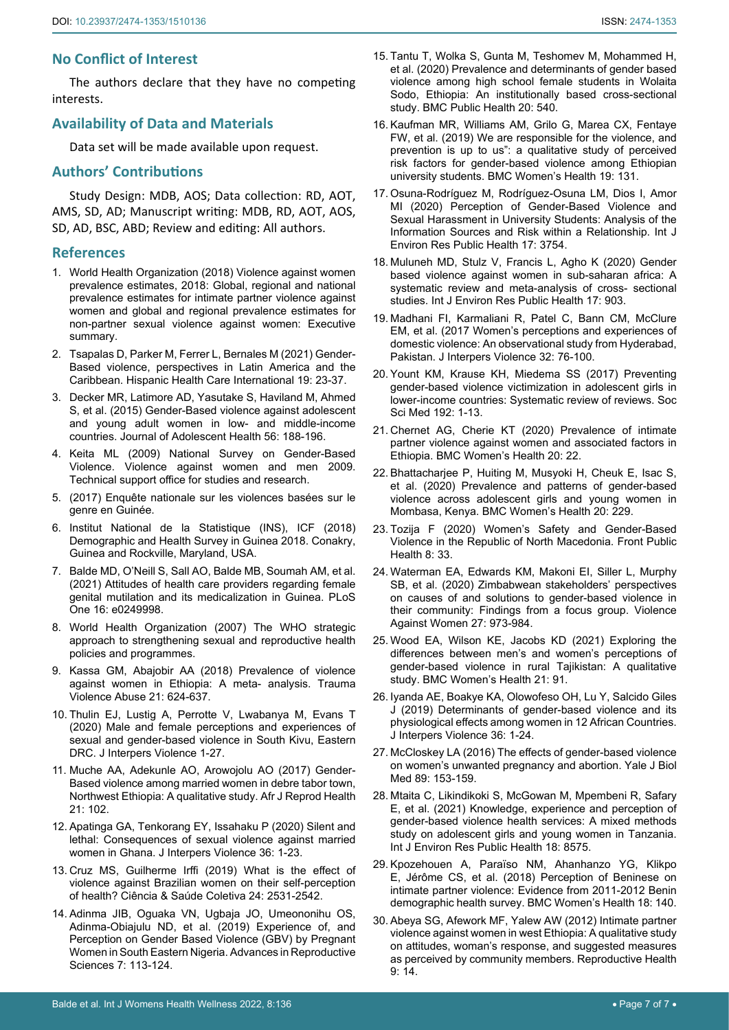## No Conflict of Interest

The authors declare that they have no competing interests.

## Availability of Data and Materials

Data set will be made available upon request.

## Authors' Contributions

Study Design: MDB, AOS; Data collection: RD, AOT, AMS, SD, AD; Manuscript writing: MDB, RD, AOT, AOS, SD, AD, BSC, ABD; Review and editing: All authors.

## References

1. World Health Organization (2018) Violence against women prevalence estimates, 2018: Global, regional and national prevalence estimates for intimate partner violence against women and global and regional prevalence estimates for non-partner sexual violence against women: Executive summary.
2. Tsapalas D, Parker M, Ferrer L, Bernales M (2021) Gender-Based violence, perspectives in Latin America and the Caribbean. Hispanic Health Care International 19: 23-37.
3. Decker MR, Latimore AD, Yasutake S, Haviland M, Ahmed S, et al. (2015) Gender-Based violence against adolescent and young adult women in low- and middle-income countries. Journal of Adolescent Health 56: 188-196.
4. Keita ML (2009) National Survey on Gender-Based Violence. Violence against women and men 2009. Technical support office for studies and research.
5. (2017) Enquête nationale sur les violences basées sur le genre en Guinée.
6. Institut National de la Statistique (INS), ICF (2018) Demographic and Health Survey in Guinea 2018. Conakry, Guinea and Rockville, Maryland, USA.
7. Balde MD, O'Neill S, Sall AO, Balde MB, Soumah AM, et al. (2021) Attitudes of health care providers regarding female genital mutilation and its medicalization in Guinea. PLoS One 16: e0249998.
8. World Health Organization (2007) The WHO strategic approach to strengthening sexual and reproductive health policies and programmes.
9. Kassa GM, Abajobir AA (2018) Prevalence of violence against women in Ethiopia: A meta- analysis. Trauma Violence Abuse 21: 624-637.
10. Thulin EJ, Lustig A, Perrotte V, Lwabanya M, Evans T (2020) Male and female perceptions and experiences of sexual and gender-based violence in South Kivu, Eastern DRC. J Interpers Violence 1-27.
11. Muche AA, Adekunle AO, Arowojolu AO (2017) Gender-Based violence among married women in debre tabor town, Northwest Ethiopia: A qualitative study. Afr J Reprod Health 21: 102.
12. Apatinga GA, Tenkorang EY, Issahaku P (2020) Silent and lethal: Consequences of sexual violence against married women in Ghana. J Interpers Violence 36: 1-23.
13. Cruz MS, Guilherme Irffi (2019) What is the effect of violence against Brazilian women on their self-perception of health? Ciência & Saúde Coletiva 24: 2531-2542.
14. Adinma JIB, Oguaka VN, Ugbaja JO, Umeononihu OS, Adinma-Obiajulu ND, et al. (2019) Experience of, and Perception on Gender Based Violence (GBV) by Pregnant Women in South Eastern Nigeria. Advances in Reproductive Sciences 7: 113-124.
15. Tantu T, Wolka S, Gunta M, Teshomev M, Mohammed H, et al. (2020) Prevalence and determinants of gender based violence among high school female students in Wolaita Sodo, Ethiopia: An institutionally based cross-sectional study. BMC Public Health 20: 540.
16. Kaufman MR, Williams AM, Grilo G, Marea CX, Fentaye FW, et al. (2019) We are responsible for the violence, and prevention is up to us": a qualitative study of perceived risk factors for gender-based violence among Ethiopian university students. BMC Women's Health 19: 131.
17. Osuna-Rodríguez M, Rodríguez-Osuna LM, Dios I, Amor MI (2020) Perception of Gender-Based Violence and Sexual Harassment in University Students: Analysis of the Information Sources and Risk within a Relationship. Int J Environ Res Public Health 17: 3754.
18. Muluneh MD, Stulz V, Francis L, Agho K (2020) Gender based violence against women in sub-saharan africa: A systematic review and meta-analysis of cross- sectional studies. Int J Environ Res Public Health 17: 903.
19. Madhani FI, Karmaliani R, Patel C, Bann CM, McClure EM, et al. (2017 Women's perceptions and experiences of domestic violence: An observational study from Hyderabad, Pakistan. J Interpers Violence 32: 76-100.
20. Yount KM, Krause KH, Miedema SS (2017) Preventing gender-based violence victimization in adolescent girls in lower-income countries: Systematic review of reviews. Soc Sci Med 192: 1-13.
21. Chernet AG, Cherie KT (2020) Prevalence of intimate partner violence against women and associated factors in Ethiopia. BMC Women's Health 20: 22.
22. Bhattacharjee P, Huiting M, Musyoki H, Cheuk E, Isac S, et al. (2020) Prevalence and patterns of gender-based violence across adolescent girls and young women in Mombasa, Kenya. BMC Women's Health 20: 229.
23. Tozija F (2020) Women's Safety and Gender-Based Violence in the Republic of North Macedonia. Front Public Health 8: 33.
24. Waterman EA, Edwards KM, Makoni EI, Siller L, Murphy SB, et al. (2020) Zimbabwean stakeholders' perspectives on causes of and solutions to gender-based violence in their community: Findings from a focus group. Violence Against Women 27: 973-984.
25. Wood EA, Wilson KE, Jacobs KD (2021) Exploring the differences between men's and women's perceptions of gender-based violence in rural Tajikistan: A qualitative study. BMC Women's Health 21: 91.
26. Iyanda AE, Boakye KA, Olowofeso OH, Lu Y, Salcido Giles J (2019) Determinants of gender-based violence and its physiological effects among women in 12 African Countries. J Interpers Violence 36: 1-24.
27. McCloskey LA (2016) The effects of gender-based violence on women's unwanted pregnancy and abortion. Yale J Biol Med 89: 153-159.
28. Mtaita C, Likindikoki S, McGowan M, Mpembeni R, Safary E, et al. (2021) Knowledge, experience and perception of gender-based violence health services: A mixed methods study on adolescent girls and young women in Tanzania. Int J Environ Res Public Health 18: 8575.
29. Kpozehouen A, Paraïso NM, Ahanhanzo YG, Klikpo E, Jérôme CS, et al. (2018) Perception of Beninese on intimate partner violence: Evidence from 2011-2012 Benin demographic health survey. BMC Women's Health 18: 140.
30. Abeya SG, Afework MF, Yalew AW (2012) Intimate partner violence against women in west Ethiopia: A qualitative study on attitudes, woman's response, and suggested measures as perceived by community members. Reproductive Health 9: 14.